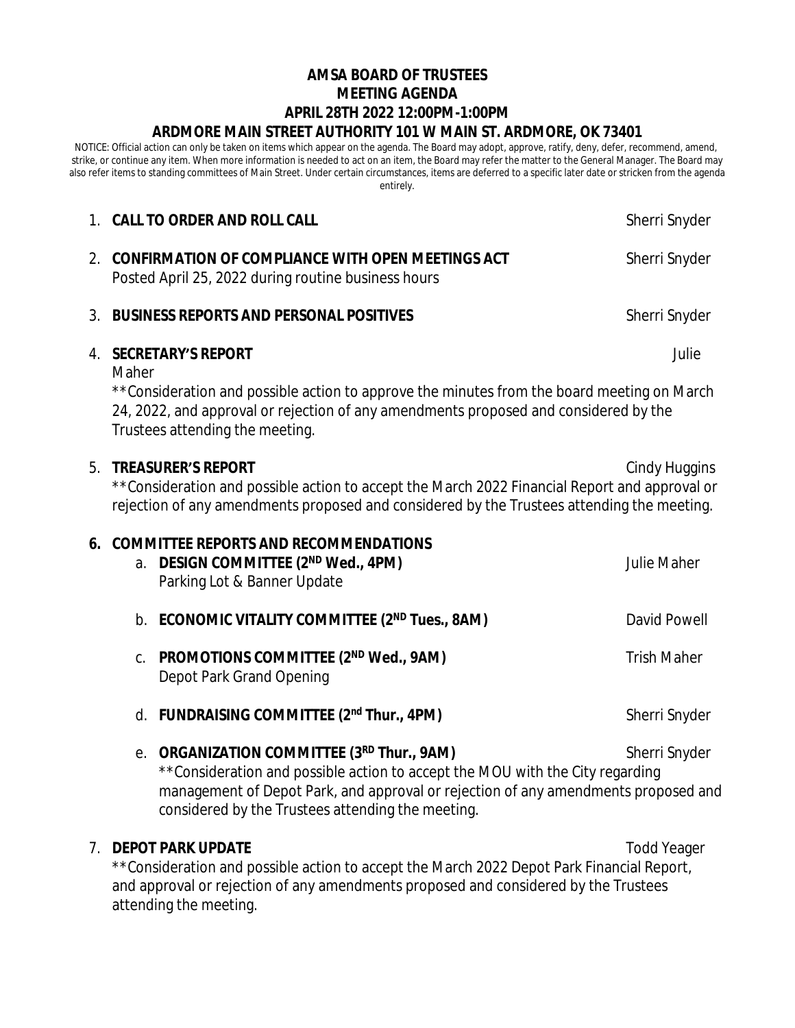# AMSA BOARD OF TRUSTEES
## MEETING AGENDA
## APRIL 28TH 2022 12:00PM-1:00PM
## ARDMORE MAIN STREET AUTHORITY 101 W MAIN ST. ARDMORE, OK 73401

NOTICE: Official action can only be taken on items which appear on the agenda. The Board may adopt, approve, ratify, deny, defer, recommend, amend, strike, or continue any item. When more information is needed to act on an item, the Board may refer the matter to the General Manager. The Board may also refer items to standing committees of Main Street. Under certain circumstances, items are deferred to a specific later date or stricken from the agenda entirely.

1. **CALL TO ORDER AND ROLL CALL** — Sherri Snyder

2. **CONFIRMATION OF COMPLIANCE WITH OPEN MEETINGS ACT** — Sherri Snyder
   Posted April 25, 2022 during routine business hours

3. **BUSINESS REPORTS AND PERSONAL POSITIVES** — Sherri Snyder

4. **SECRETARY'S REPORT** — Julie Maher
   **Consideration and possible action to approve the minutes from the board meeting on March 24, 2022, and approval or rejection of any amendments proposed and considered by the Trustees attending the meeting.

5. **TREASURER'S REPORT** — Cindy Huggins
   **Consideration and possible action to accept the March 2022 Financial Report and approval or rejection of any amendments proposed and considered by the Trustees attending the meeting.

6. **COMMITTEE REPORTS AND RECOMMENDATIONS**
   a. **DESIGN COMMITTEE (2ND Wed., 4PM)** — Julie Maher
      Parking Lot & Banner Update
   b. **ECONOMIC VITALITY COMMITTEE (2ND Tues., 8AM)** — David Powell
   c. **PROMOTIONS COMMITTEE (2ND Wed., 9AM)** — Trish Maher
      Depot Park Grand Opening
   d. **FUNDRAISING COMMITTEE (2nd Thur., 4PM)** — Sherri Snyder
   e. **ORGANIZATION COMMITTEE (3RD Thur., 9AM)** — Sherri Snyder
      **Consideration and possible action to accept the MOU with the City regarding management of Depot Park, and approval or rejection of any amendments proposed and considered by the Trustees attending the meeting.

7. **DEPOT PARK UPDATE** — Todd Yeager
   **Consideration and possible action to accept the March 2022 Depot Park Financial Report, and approval or rejection of any amendments proposed and considered by the Trustees attending the meeting.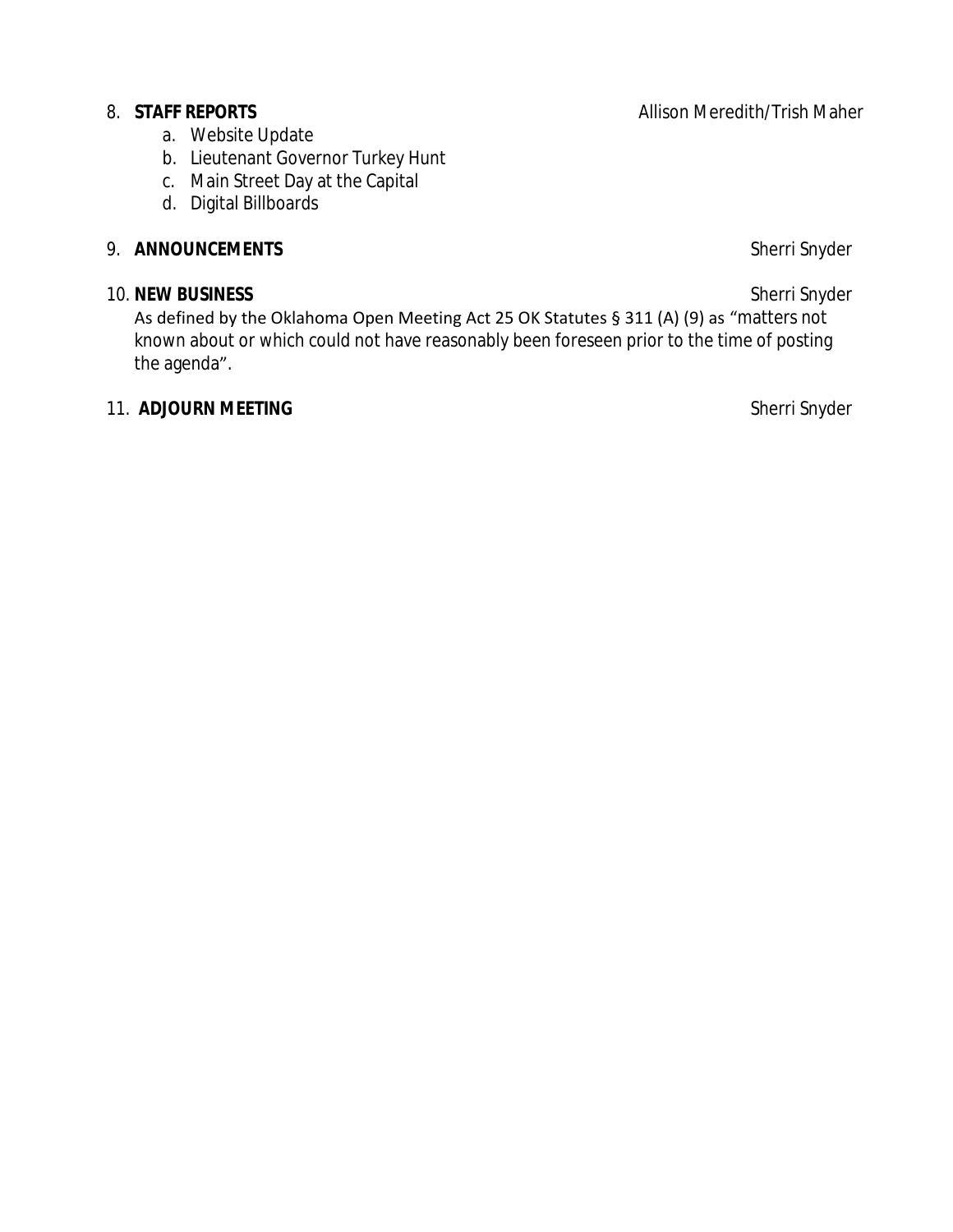8. **STAFF REPORTS** Allison Meredith/Trish Maher
   a. Website Update
   b. Lieutenant Governor Turkey Hunt
   c. Main Street Day at the Capital
   d. Digital Billboards

9. **ANNOUNCEMENTS** Sherri Snyder

10. **NEW BUSINESS** Sherri Snyder
    As defined by the Oklahoma Open Meeting Act 25 OK Statutes § 311 (A) (9) as "matters not known about or which could not have reasonably been foreseen prior to the time of posting the agenda".

11. **ADJOURN MEETING** Sherri Snyder